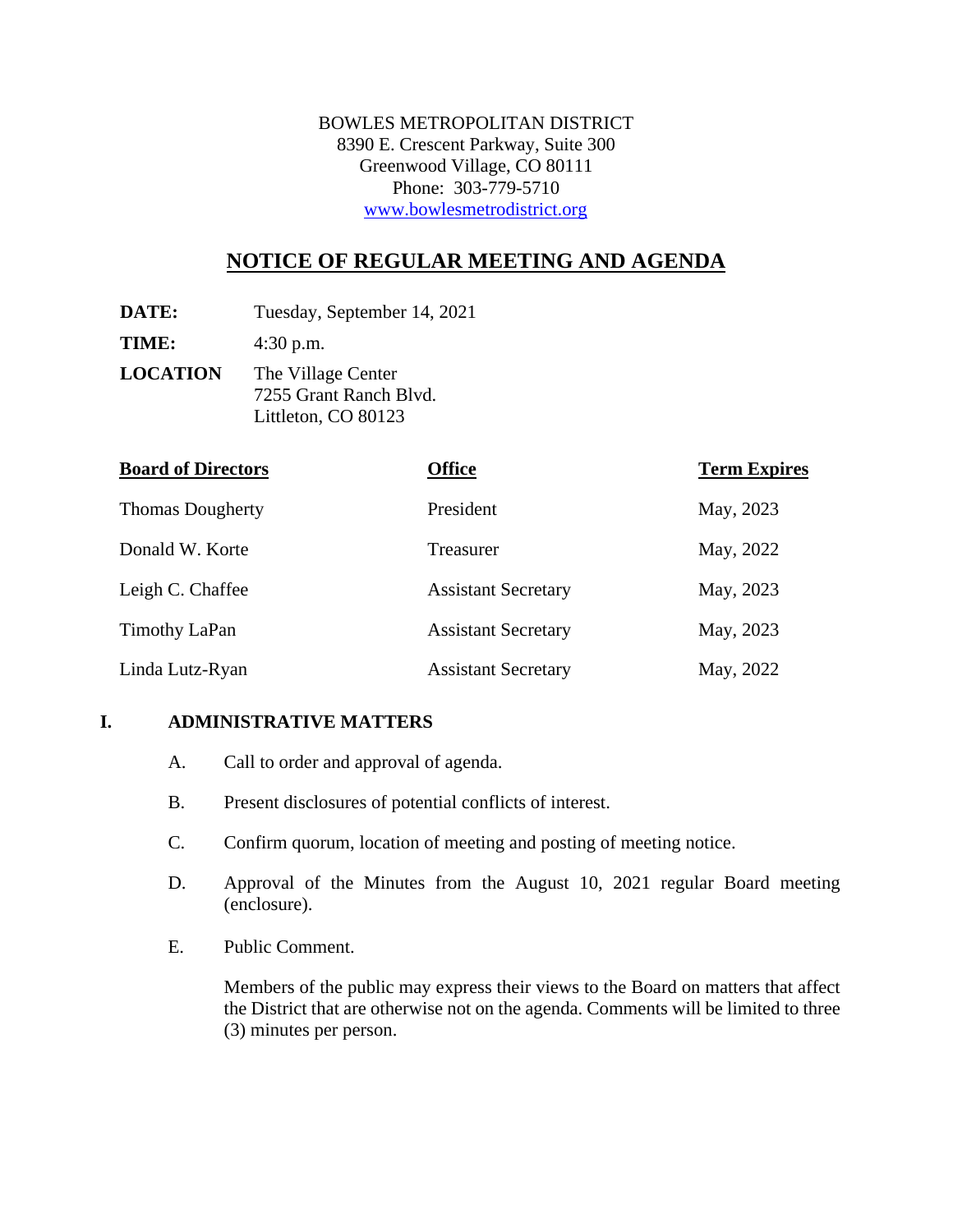BOWLES METROPOLITAN DISTRICT
8390 E. Crescent Parkway, Suite 300
Greenwood Village, CO 80111
Phone: 303-779-5710
www.bowlesmetrodistrict.org

# NOTICE OF REGULAR MEETING AND AGENDA

**DATE:** Tuesday, September 14, 2021

**TIME:** 4:30 p.m.

**LOCATION** The Village Center
7255 Grant Ranch Blvd.
Littleton, CO 80123

| Board of Directors | Office | Term Expires |
|---|---|---|
| Thomas Dougherty | President | May, 2023 |
| Donald W. Korte | Treasurer | May, 2022 |
| Leigh C. Chaffee | Assistant Secretary | May, 2023 |
| Timothy LaPan | Assistant Secretary | May, 2023 |
| Linda Lutz-Ryan | Assistant Secretary | May, 2022 |

## I. ADMINISTRATIVE MATTERS

A. Call to order and approval of agenda.

B. Present disclosures of potential conflicts of interest.

C. Confirm quorum, location of meeting and posting of meeting notice.

D. Approval of the Minutes from the August 10, 2021 regular Board meeting (enclosure).

E. Public Comment.

Members of the public may express their views to the Board on matters that affect the District that are otherwise not on the agenda. Comments will be limited to three (3) minutes per person.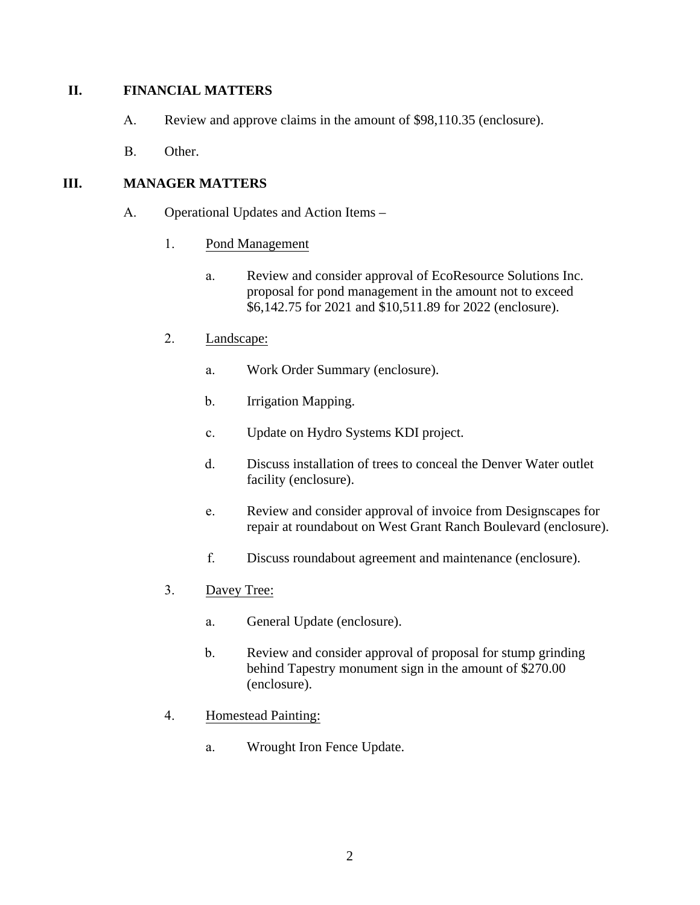## II. FINANCIAL MATTERS

A. Review and approve claims in the amount of $98,110.35 (enclosure).

B. Other.

## III. MANAGER MATTERS

A. Operational Updates and Action Items –

1. Pond Management

   a. Review and consider approval of EcoResource Solutions Inc. proposal for pond management in the amount not to exceed $6,142.75 for 2021 and $10,511.89 for 2022 (enclosure).

2. Landscape:

   a. Work Order Summary (enclosure).

   b. Irrigation Mapping.

   c. Update on Hydro Systems KDI project.

   d. Discuss installation of trees to conceal the Denver Water outlet facility (enclosure).

   e. Review and consider approval of invoice from Designscapes for repair at roundabout on West Grant Ranch Boulevard (enclosure).

   f. Discuss roundabout agreement and maintenance (enclosure).

3. Davey Tree:

   a. General Update (enclosure).

   b. Review and consider approval of proposal for stump grinding behind Tapestry monument sign in the amount of $270.00 (enclosure).

4. Homestead Painting:

   a. Wrought Iron Fence Update.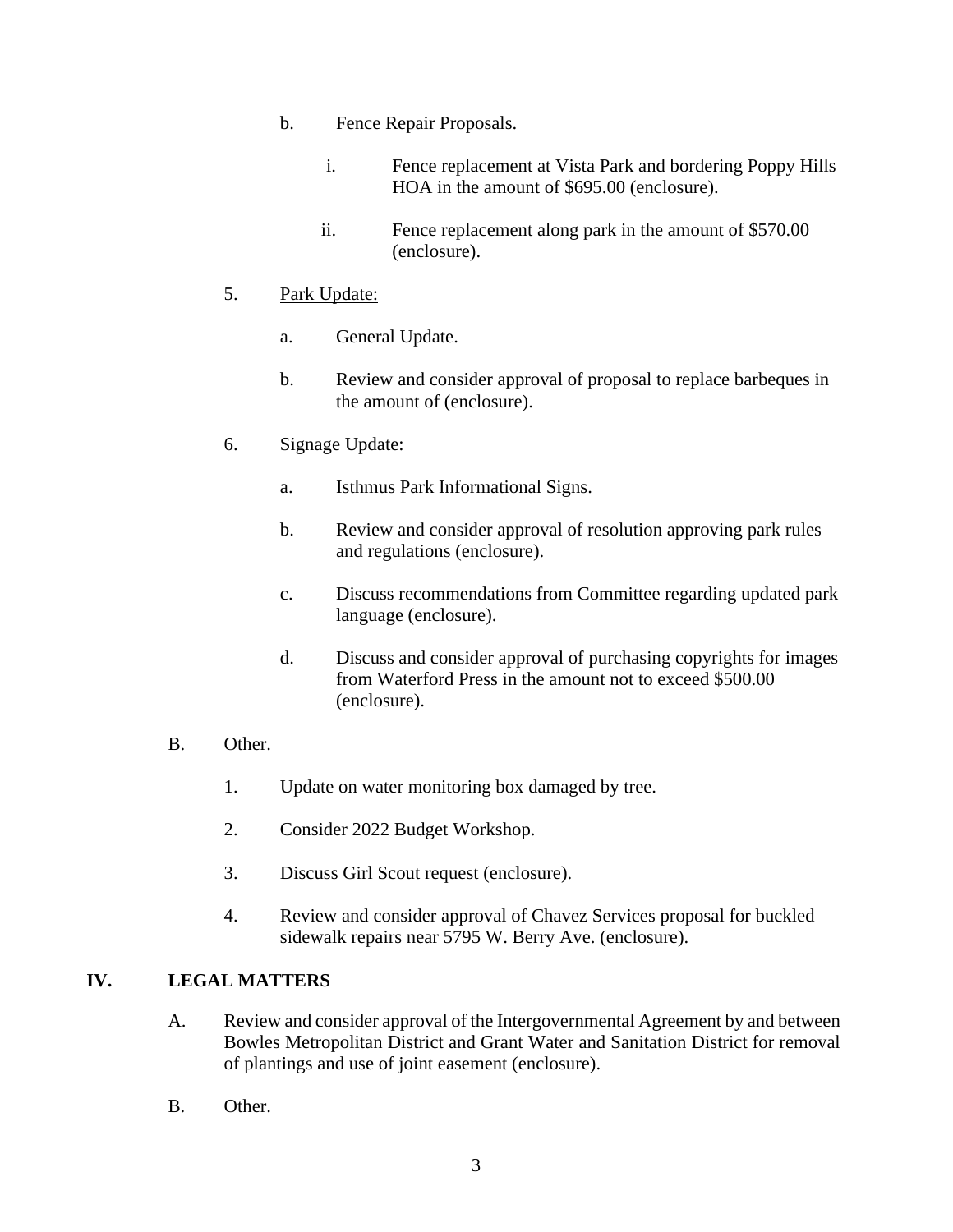b. Fence Repair Proposals.

   i. Fence replacement at Vista Park and bordering Poppy Hills HOA in the amount of $695.00 (enclosure).

   ii. Fence replacement along park in the amount of $570.00 (enclosure).

5. <u>Park Update:</u>

   a. General Update.

   b. Review and consider approval of proposal to replace barbeques in the amount of (enclosure).

6. <u>Signage Update:</u>

   a. Isthmus Park Informational Signs.

   b. Review and consider approval of resolution approving park rules and regulations (enclosure).

   c. Discuss recommendations from Committee regarding updated park language (enclosure).

   d. Discuss and consider approval of purchasing copyrights for images from Waterford Press in the amount not to exceed $500.00 (enclosure).

B. Other.

   1. Update on water monitoring box damaged by tree.

   2. Consider 2022 Budget Workshop.

   3. Discuss Girl Scout request (enclosure).

   4. Review and consider approval of Chavez Services proposal for buckled sidewalk repairs near 5795 W. Berry Ave. (enclosure).

## IV. LEGAL MATTERS

A. Review and consider approval of the Intergovernmental Agreement by and between Bowles Metropolitan District and Grant Water and Sanitation District for removal of plantings and use of joint easement (enclosure).

B. Other.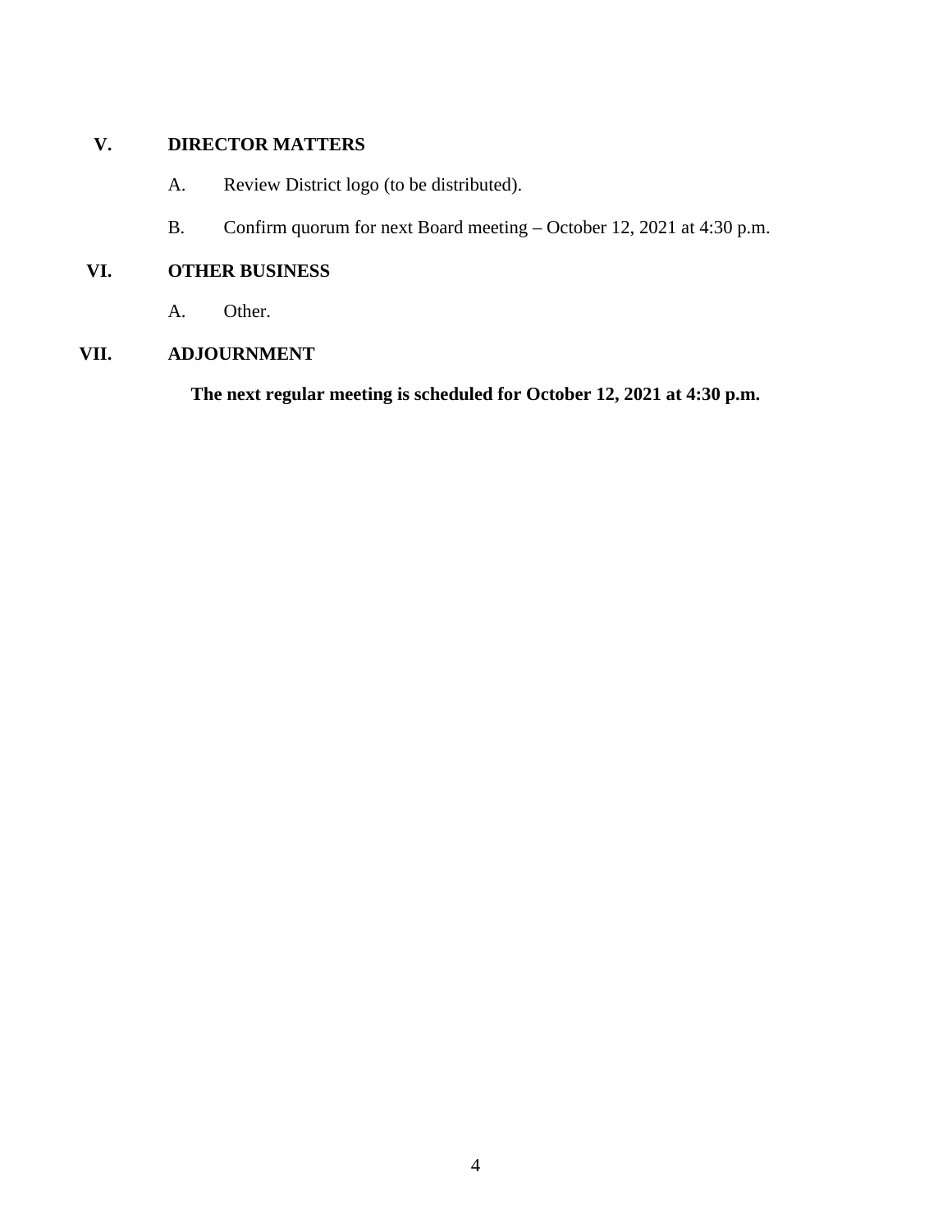## V. DIRECTOR MATTERS

A. Review District logo (to be distributed).

B. Confirm quorum for next Board meeting – October 12, 2021 at 4:30 p.m.

## VI. OTHER BUSINESS

A. Other.

## VII. ADJOURNMENT

**The next regular meeting is scheduled for October 12, 2021 at 4:30 p.m.**